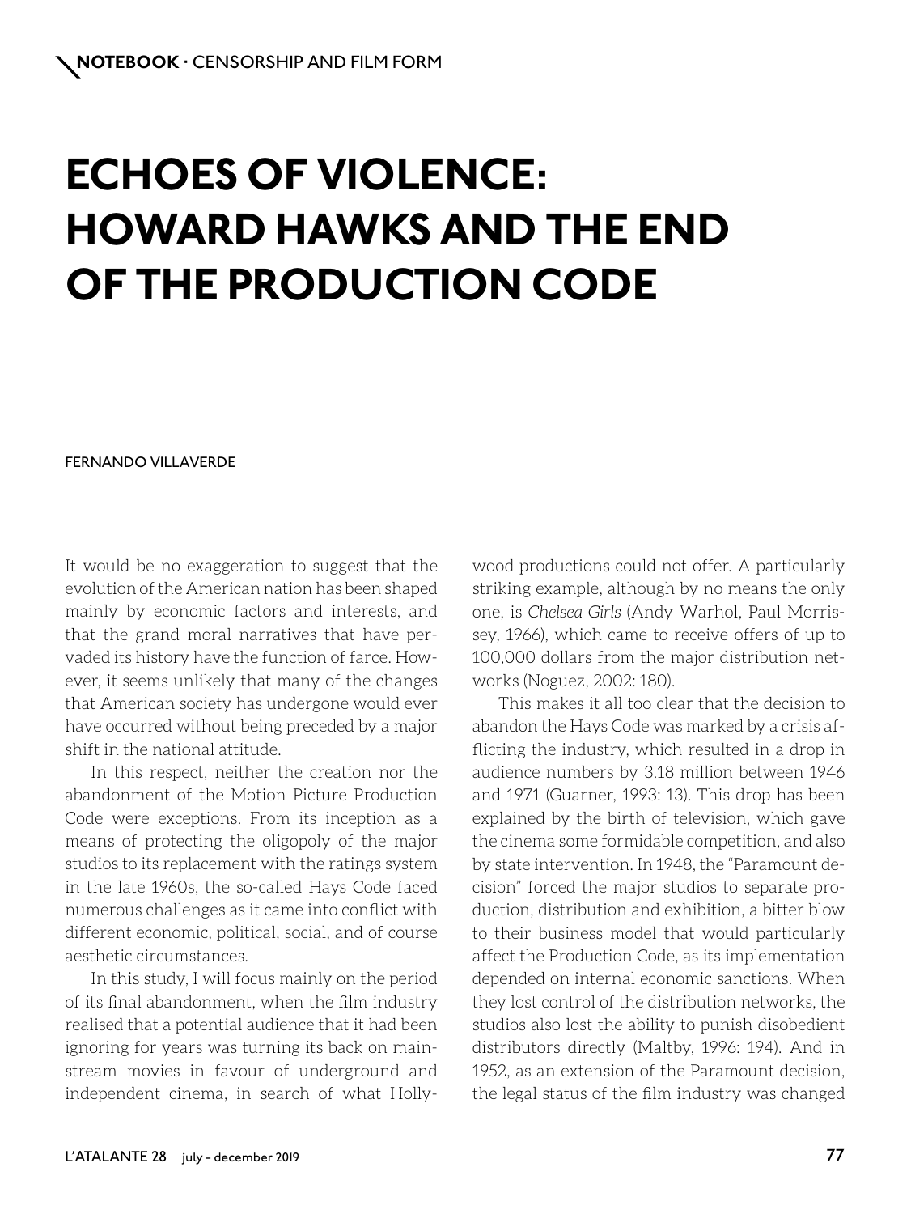NOTEBOOK · CENSORSHIP AND FILM FORM

# ECHOES OF VIOLENCE: HOWARD HAWKS AND THE END OF THE PRODUCTION CODE

FERNANDO VILLAVERDE

It would be no exaggeration to suggest that the evolution of the American nation has been shaped mainly by economic factors and interests, and that the grand moral narratives that have pervaded its history have the function of farce. However, it seems unlikely that many of the changes that American society has undergone would ever have occurred without being preceded by a major shift in the national attitude.

In this respect, neither the creation nor the abandonment of the Motion Picture Production Code were exceptions. From its inception as a means of protecting the oligopoly of the major studios to its replacement with the ratings system in the late 1960s, the so-called Hays Code faced numerous challenges as it came into conflict with different economic, political, social, and of course aesthetic circumstances.

In this study, I will focus mainly on the period of its final abandonment, when the film industry realised that a potential audience that it had been ignoring for years was turning its back on mainstream movies in favour of underground and independent cinema, in search of what Hollywood productions could not offer. A particularly striking example, although by no means the only one, is *Chelsea Girls* (Andy Warhol, Paul Morrissey, 1966), which came to receive offers of up to 100,000 dollars from the major distribution networks (Noguez, 2002: 180).

This makes it all too clear that the decision to abandon the Hays Code was marked by a crisis afflicting the industry, which resulted in a drop in audience numbers by 3.18 million between 1946 and 1971 (Guarner, 1993: 13). This drop has been explained by the birth of television, which gave the cinema some formidable competition, and also by state intervention. In 1948, the "Paramount decision" forced the major studios to separate production, distribution and exhibition, a bitter blow to their business model that would particularly affect the Production Code, as its implementation depended on internal economic sanctions. When they lost control of the distribution networks, the studios also lost the ability to punish disobedient distributors directly (Maltby, 1996: 194). And in 1952, as an extension of the Paramount decision, the legal status of the film industry was changed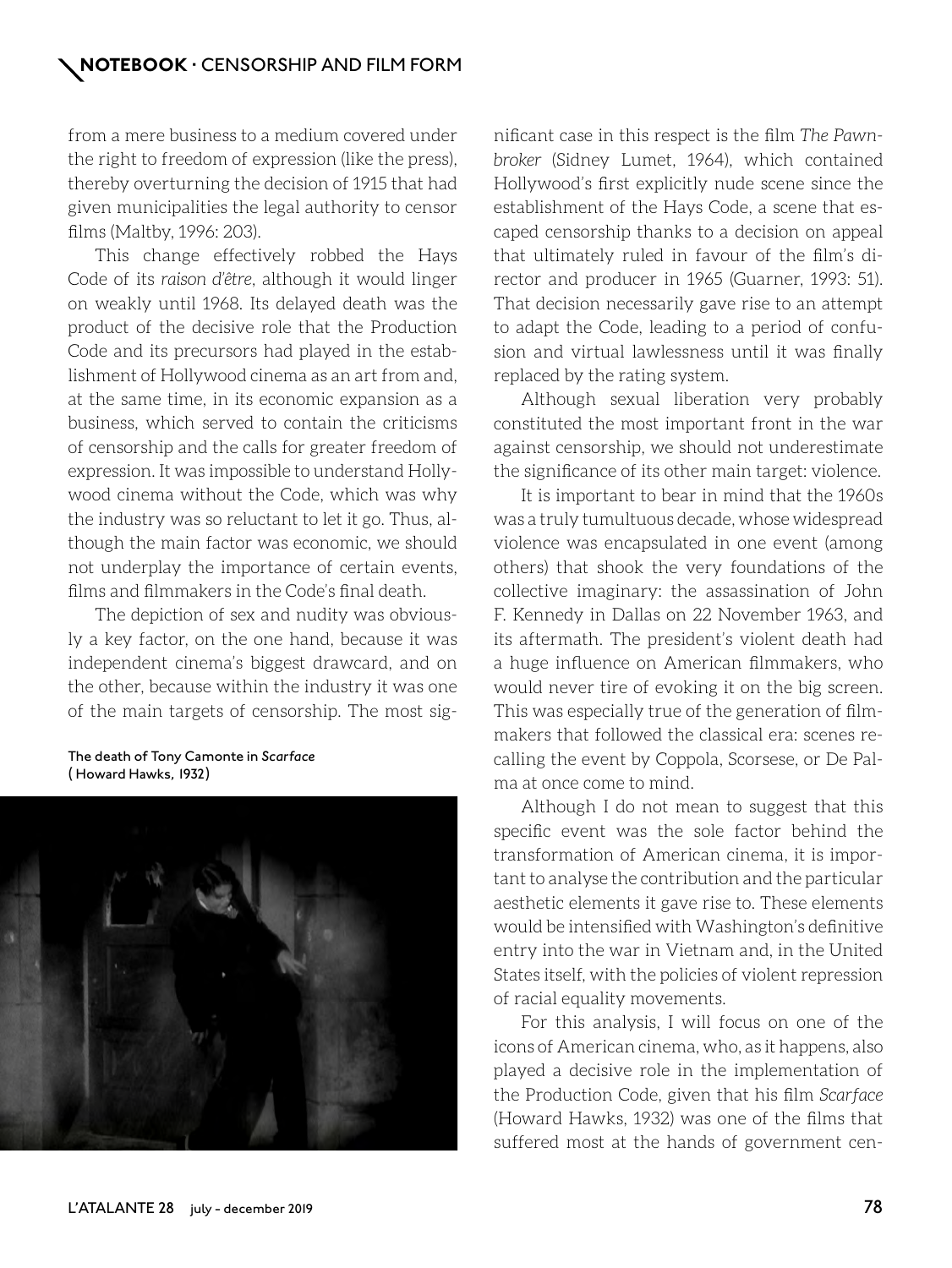from a mere business to a medium covered under the right to freedom of expression (like the press), thereby overturning the decision of 1915 that had given municipalities the legal authority to censor films (Maltby, 1996: 203).

This change effectively robbed the Hays Code of its *raison d'être*, although it would linger on weakly until 1968. Its delayed death was the product of the decisive role that the Production Code and its precursors had played in the establishment of Hollywood cinema as an art from and, at the same time, in its economic expansion as a business, which served to contain the criticisms of censorship and the calls for greater freedom of expression. It was impossible to understand Hollywood cinema without the Code, which was why the industry was so reluctant to let it go. Thus, although the main factor was economic, we should not underplay the importance of certain events, films and filmmakers in the Code's final death.

The depiction of sex and nudity was obviously a key factor, on the one hand, because it was independent cinema's biggest drawcard, and on the other, because within the industry it was one of the main targets of censorship. The most significant case in this respect is the film *The Pawnbroker* (Sidney Lumet, 1964), which contained Hollywood's first explicitly nude scene since the establishment of the Hays Code, a scene that escaped censorship thanks to a decision on appeal that ultimately ruled in favour of the film's director and producer in 1965 (Guarner, 1993: 51). That decision necessarily gave rise to an attempt to adapt the Code, leading to a period of confusion and virtual lawlessness until it was finally replaced by the rating system.

The death of Tony Camonte in *Scarface* (Howard Hawks, 1932)

Although sexual liberation very probably constituted the most important front in the war against censorship, we should not underestimate the significance of its other main target: violence.

It is important to bear in mind that the 1960s was a truly tumultuous decade, whose widespread violence was encapsulated in one event (among others) that shook the very foundations of the collective imaginary: the assassination of John F. Kennedy in Dallas on 22 November 1963, and its aftermath. The president's violent death had a huge influence on American filmmakers, who would never tire of evoking it on the big screen. This was especially true of the generation of filmmakers that followed the classical era: scenes recalling the event by Coppola, Scorsese, or De Palma at once come to mind.

Although I do not mean to suggest that this specific event was the sole factor behind the transformation of American cinema, it is important to analyse the contribution and the particular aesthetic elements it gave rise to. These elements would be intensified with Washington's definitive entry into the war in Vietnam and, in the United States itself, with the policies of violent repression of racial equality movements.

For this analysis, I will focus on one of the icons of American cinema, who, as it happens, also played a decisive role in the implementation of the Production Code, given that his film *Scarface* (Howard Hawks, 1932) was one of the films that suffered most at the hands of government cen-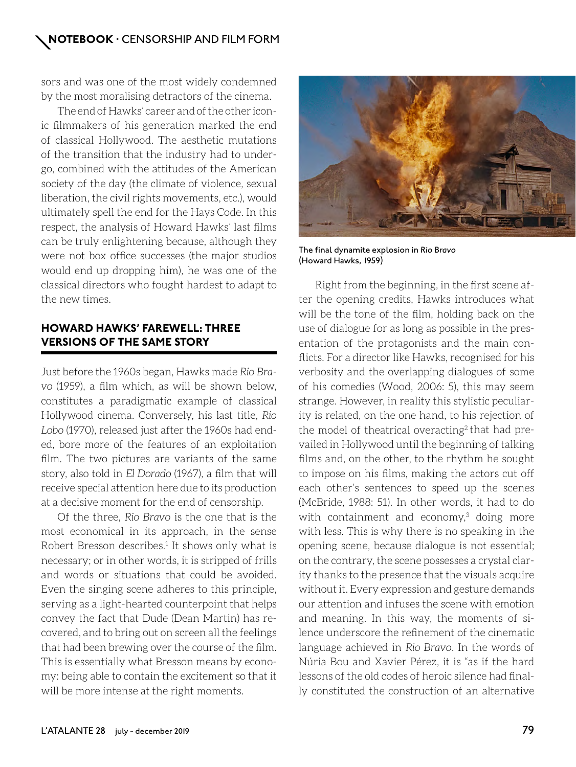sors and was one of the most widely condemned by the most moralising detractors of the cinema.

The end of Hawks' career and of the other iconic filmmakers of his generation marked the end of classical Hollywood. The aesthetic mutations of the transition that the industry had to undergo, combined with the attitudes of the American society of the day (the climate of violence, sexual liberation, the civil rights movements, etc.), would ultimately spell the end for the Hays Code. In this respect, the analysis of Howard Hawks' last films can be truly enlightening because, although they were not box office successes (the major studios would end up dropping him), he was one of the classical directors who fought hardest to adapt to the new times.

## HOWARD HAWKS' FAREWELL: THREE VERSIONS OF THE SAME STORY

Just before the 1960s began, Hawks made *Rio Bravo* (1959), a film which, as will be shown below, constitutes a paradigmatic example of classical Hollywood cinema. Conversely, his last title, *Rio Lobo* (1970), released just after the 1960s had ended, bore more of the features of an exploitation film. The two pictures are variants of the same story, also told in *El Dorado* (1967), a film that will receive special attention here due to its production at a decisive moment for the end of censorship.

Of the three, *Rio Bravo* is the one that is the most economical in its approach, in the sense Robert Bresson describes.[1] It shows only what is necessary; or in other words, it is stripped of frills and words or situations that could be avoided. Even the singing scene adheres to this principle, serving as a light-hearted counterpoint that helps convey the fact that Dude (Dean Martin) has recovered, and to bring out on screen all the feelings that had been brewing over the course of the film. This is essentially what Bresson means by economy: being able to contain the excitement so that it will be more intense at the right moments.

The final dynamite explosion in *Rio Bravo* (Howard Hawks, 1959)

Right from the beginning, in the first scene after the opening credits, Hawks introduces what will be the tone of the film, holding back on the use of dialogue for as long as possible in the presentation of the protagonists and the main conflicts. For a director like Hawks, recognised for his verbosity and the overlapping dialogues of some of his comedies (Wood, 2006: 5), this may seem strange. However, in reality this stylistic peculiarity is related, on the one hand, to his rejection of the model of theatrical overacting[2] that had prevailed in Hollywood until the beginning of talking films and, on the other, to the rhythm he sought to impose on his films, making the actors cut off each other's sentences to speed up the scenes (McBride, 1988: 51). In other words, it had to do with containment and economy,[3] doing more with less. This is why there is no speaking in the opening scene, because dialogue is not essential; on the contrary, the scene possesses a crystal clarity thanks to the presence that the visuals acquire without it. Every expression and gesture demands our attention and infuses the scene with emotion and meaning. In this way, the moments of silence underscore the refinement of the cinematic language achieved in *Rio Bravo*. In the words of Núria Bou and Xavier Pérez, it is "as if the hard lessons of the old codes of heroic silence had finally constituted the construction of an alternative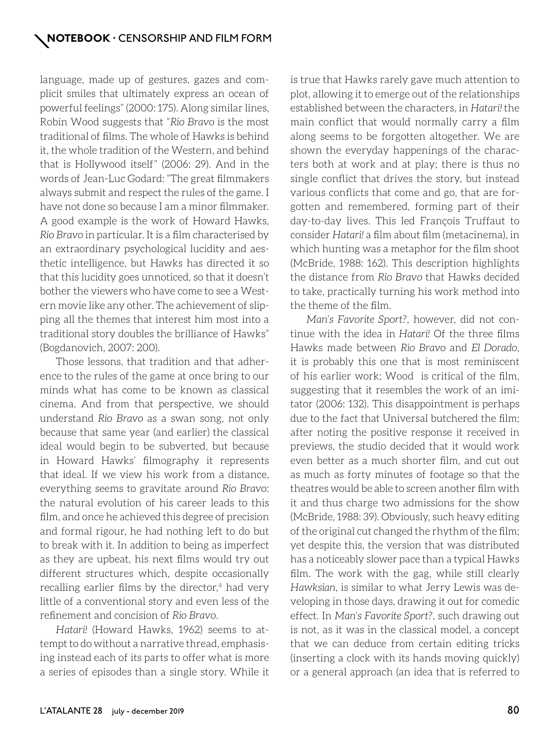language, made up of gestures, gazes and complicit smiles that ultimately express an ocean of powerful feelings" (2000: 175). Along similar lines, Robin Wood suggests that "*Rio Bravo* is the most traditional of films. The whole of Hawks is behind it, the whole tradition of the Western, and behind that is Hollywood itself" (2006: 29). And in the words of Jean-Luc Godard: "The great filmmakers always submit and respect the rules of the game. I have not done so because I am a minor filmmaker. A good example is the work of Howard Hawks, *Rio Bravo* in particular. It is a film characterised by an extraordinary psychological lucidity and aesthetic intelligence, but Hawks has directed it so that this lucidity goes unnoticed, so that it doesn't bother the viewers who have come to see a Western movie like any other. The achievement of slipping all the themes that interest him most into a traditional story doubles the brilliance of Hawks" (Bogdanovich, 2007: 200).

Those lessons, that tradition and that adherence to the rules of the game at once bring to our minds what has come to be known as classical cinema. And from that perspective, we should understand *Rio Bravo* as a swan song, not only because that same year (and earlier) the classical ideal would begin to be subverted, but because in Howard Hawks' filmography it represents that ideal. If we view his work from a distance, everything seems to gravitate around *Rio Bravo*: the natural evolution of his career leads to this film, and once he achieved this degree of precision and formal rigour, he had nothing left to do but to break with it. In addition to being as imperfect as they are upbeat, his next films would try out different structures which, despite occasionally recalling earlier films by the director,[4] had very little of a conventional story and even less of the refinement and concision of *Rio Bravo*.

*Hatari!* (Howard Hawks, 1962) seems to attempt to do without a narrative thread, emphasising instead each of its parts to offer what is more a series of episodes than a single story. While it is true that Hawks rarely gave much attention to plot, allowing it to emerge out of the relationships established between the characters, in *Hatari!* the main conflict that would normally carry a film along seems to be forgotten altogether. We are shown the everyday happenings of the characters both at work and at play; there is thus no single conflict that drives the story, but instead various conflicts that come and go, that are forgotten and remembered, forming part of their day-to-day lives. This led François Truffaut to consider *Hatari!* a film about film (metacinema), in which hunting was a metaphor for the film shoot (McBride, 1988: 162). This description highlights the distance from *Rio Bravo* that Hawks decided to take, practically turning his work method into the theme of the film.

*Man's Favorite Sport?*, however, did not continue with the idea in *Hatari!* Of the three films Hawks made between *Rio Bravo* and *El Dorado*, it is probably this one that is most reminiscent of his earlier work; Wood is critical of the film, suggesting that it resembles the work of an imitator (2006: 132). This disappointment is perhaps due to the fact that Universal butchered the film; after noting the positive response it received in previews, the studio decided that it would work even better as a much shorter film, and cut out as much as forty minutes of footage so that the theatres would be able to screen another film with it and thus charge two admissions for the show (McBride, 1988: 39). Obviously, such heavy editing of the original cut changed the rhythm of the film; yet despite this, the version that was distributed has a noticeably slower pace than a typical Hawks film. The work with the gag, while still clearly *Hawksian*, is similar to what Jerry Lewis was developing in those days, drawing it out for comedic effect. In *Man's Favorite Sport?*, such drawing out is not, as it was in the classical model, a concept that we can deduce from certain editing tricks (inserting a clock with its hands moving quickly) or a general approach (an idea that is referred to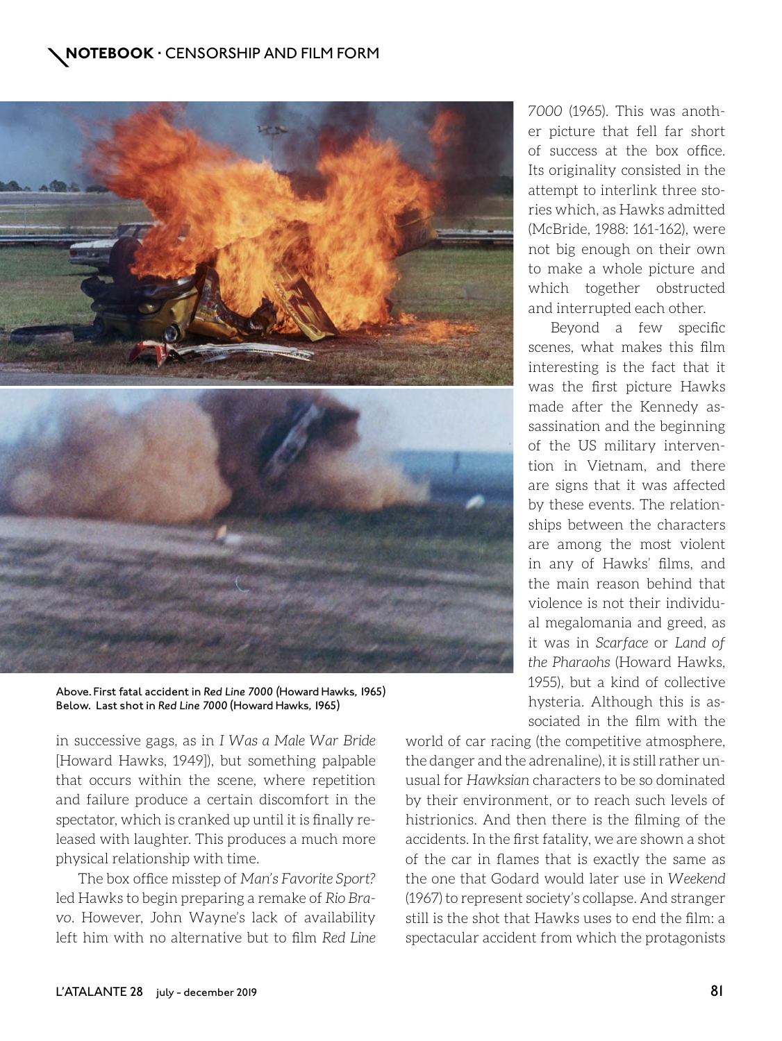Above. First fatal accident in *Red Line 7000* (Howard Hawks, 1965)
Below. Last shot in *Red Line 7000* (Howard Hawks, 1965)

in successive gags, as in *I Was a Male War Bride* [Howard Hawks, 1949]), but something palpable that occurs within the scene, where repetition and failure produce a certain discomfort in the spectator, which is cranked up until it is finally released with laughter. This produces a much more physical relationship with time.

The box office misstep of *Man's Favorite Sport?* led Hawks to begin preparing a remake of *Rio Bravo*. However, John Wayne's lack of availability left him with no alternative but to film *Red Line 7000* (1965). This was another picture that fell far short of success at the box office. Its originality consisted in the attempt to interlink three stories which, as Hawks admitted (McBride, 1988: 161-162), were not big enough on their own to make a whole picture and which together obstructed and interrupted each other.

Beyond a few specific scenes, what makes this film interesting is the fact that it was the first picture Hawks made after the Kennedy assassination and the beginning of the US military intervention in Vietnam, and there are signs that it was affected by these events. The relationships between the characters are among the most violent in any of Hawks' films, and the main reason behind that violence is not their individual megalomania and greed, as it was in *Scarface* or *Land of the Pharaohs* (Howard Hawks, 1955), but a kind of collective hysteria. Although this is associated in the film with the world of car racing (the competitive atmosphere, the danger and the adrenaline), it is still rather unusual for *Hawksian* characters to be so dominated by their environment, or to reach such levels of histrionics. And then there is the filming of the accidents. In the first fatality, we are shown a shot of the car in flames that is exactly the same as the one that Godard would later use in *Weekend* (1967) to represent society's collapse. And stranger still is the shot that Hawks uses to end the film: a spectacular accident from which the protagonists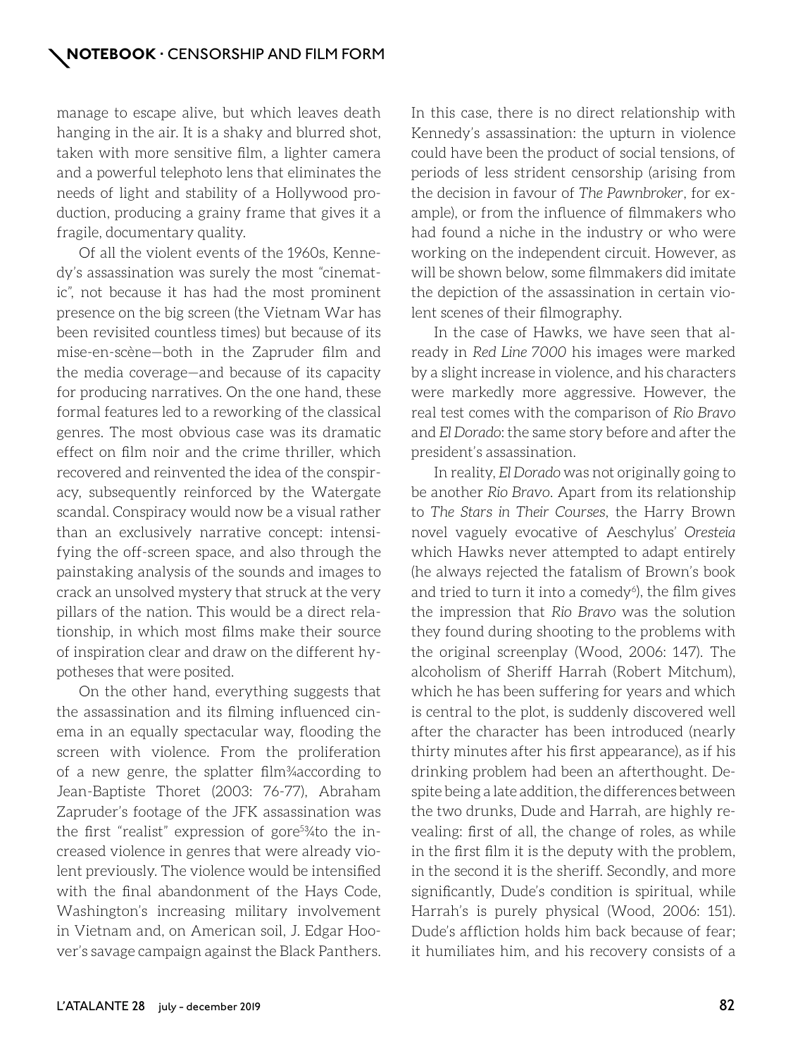manage to escape alive, but which leaves death hanging in the air. It is a shaky and blurred shot, taken with more sensitive film, a lighter camera and a powerful telephoto lens that eliminates the needs of light and stability of a Hollywood production, producing a grainy frame that gives it a fragile, documentary quality.

Of all the violent events of the 1960s, Kennedy's assassination was surely the most "cinematic", not because it has had the most prominent presence on the big screen (the Vietnam War has been revisited countless times) but because of its mise-en-scène—both in the Zapruder film and the media coverage—and because of its capacity for producing narratives. On the one hand, these formal features led to a reworking of the classical genres. The most obvious case was its dramatic effect on film noir and the crime thriller, which recovered and reinvented the idea of the conspiracy, subsequently reinforced by the Watergate scandal. Conspiracy would now be a visual rather than an exclusively narrative concept: intensifying the off-screen space, and also through the painstaking analysis of the sounds and images to crack an unsolved mystery that struck at the very pillars of the nation. This would be a direct relationship, in which most films make their source of inspiration clear and draw on the different hypotheses that were posited.

On the other hand, everything suggests that the assassination and its filming influenced cinema in an equally spectacular way, flooding the screen with violence. From the proliferation of a new genre, the splatter film¾according to Jean-Baptiste Thoret (2003: 76-77), Abraham Zapruder's footage of the JFK assassination was the first "realist" expression of gore[5]¾to the increased violence in genres that were already violent previously. The violence would be intensified with the final abandonment of the Hays Code, Washington's increasing military involvement in Vietnam and, on American soil, J. Edgar Hoover's savage campaign against the Black Panthers. In this case, there is no direct relationship with Kennedy's assassination: the upturn in violence could have been the product of social tensions, of periods of less strident censorship (arising from the decision in favour of *The Pawnbroker*, for example), or from the influence of filmmakers who had found a niche in the industry or who were working on the independent circuit. However, as will be shown below, some filmmakers did imitate the depiction of the assassination in certain violent scenes of their filmography.

In the case of Hawks, we have seen that already in *Red Line 7000* his images were marked by a slight increase in violence, and his characters were markedly more aggressive. However, the real test comes with the comparison of *Rio Bravo* and *El Dorado*: the same story before and after the president's assassination.

In reality, *El Dorado* was not originally going to be another *Rio Bravo*. Apart from its relationship to *The Stars in Their Courses*, the Harry Brown novel vaguely evocative of Aeschylus' *Oresteia* which Hawks never attempted to adapt entirely (he always rejected the fatalism of Brown's book and tried to turn it into a comedy[6]), the film gives the impression that *Rio Bravo* was the solution they found during shooting to the problems with the original screenplay (Wood, 2006: 147). The alcoholism of Sheriff Harrah (Robert Mitchum), which he has been suffering for years and which is central to the plot, is suddenly discovered well after the character has been introduced (nearly thirty minutes after his first appearance), as if his drinking problem had been an afterthought. Despite being a late addition, the differences between the two drunks, Dude and Harrah, are highly revealing: first of all, the change of roles, as while in the first film it is the deputy with the problem, in the second it is the sheriff. Secondly, and more significantly, Dude's condition is spiritual, while Harrah's is purely physical (Wood, 2006: 151). Dude's affliction holds him back because of fear; it humiliates him, and his recovery consists of a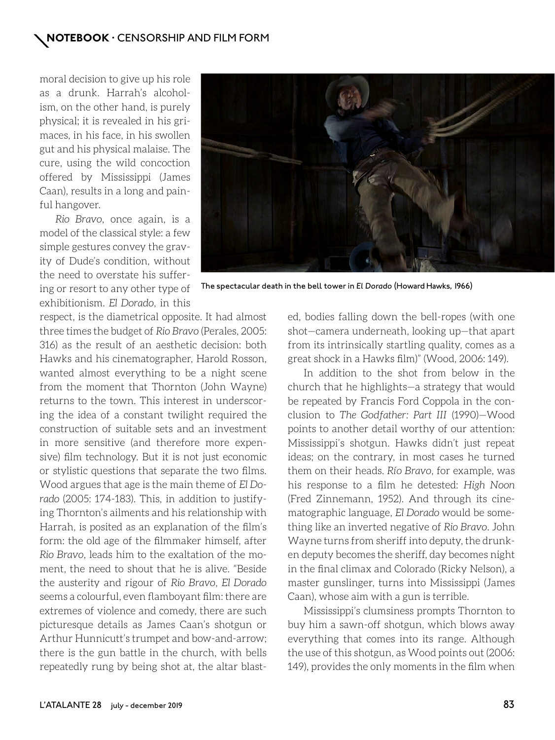moral decision to give up his role as a drunk. Harrah's alcoholism, on the other hand, is purely physical; it is revealed in his grimaces, in his face, in his swollen gut and his physical malaise. The cure, using the wild concoction offered by Mississippi (James Caan), results in a long and painful hangover.

*Rio Bravo*, once again, is a model of the classical style: a few simple gestures convey the gravity of Dude's condition, without the need to overstate his suffering or resort to any other type of exhibitionism. *El Dorado*, in this respect, is the diametrical opposite. It had almost three times the budget of *Rio Bravo* (Perales, 2005: 316) as the result of an aesthetic decision: both Hawks and his cinematographer, Harold Rosson, wanted almost everything to be a night scene from the moment that Thornton (John Wayne) returns to the town. This interest in underscoring the idea of a constant twilight required the construction of suitable sets and an investment in more sensitive (and therefore more expensive) film technology. But it is not just economic or stylistic questions that separate the two films. Wood argues that age is the main theme of *El Dorado* (2005: 174-183). This, in addition to justifying Thornton's ailments and his relationship with Harrah, is posited as an explanation of the film's form: the old age of the filmmaker himself, after *Rio Bravo*, leads him to the exaltation of the moment, the need to shout that he is alive. "Beside the austerity and rigour of *Rio Bravo*, *El Dorado* seems a colourful, even flamboyant film: there are extremes of violence and comedy, there are such picturesque details as James Caan's shotgun or Arthur Hunnicutt's trumpet and bow-and-arrow; there is the gun battle in the church, with bells repeatedly rung by being shot at, the altar blasted, bodies falling down the bell-ropes (with one shot—camera underneath, looking up—that apart from its intrinsically startling quality, comes as a great shock in a Hawks film)" (Wood, 2006: 149).

The spectacular death in the bell tower in *El Dorado* (Howard Hawks, 1966)

In addition to the shot from below in the church that he highlights—a strategy that would be repeated by Francis Ford Coppola in the conclusion to *The Godfather: Part III* (1990)—Wood points to another detail worthy of our attention: Mississippi's shotgun. Hawks didn't just repeat ideas; on the contrary, in most cases he turned them on their heads. *Río Bravo*, for example, was his response to a film he detested: *High Noon* (Fred Zinnemann, 1952). And through its cinematographic language, *El Dorado* would be something like an inverted negative of *Rio Bravo*. John Wayne turns from sheriff into deputy, the drunken deputy becomes the sheriff, day becomes night in the final climax and Colorado (Ricky Nelson), a master gunslinger, turns into Mississippi (James Caan), whose aim with a gun is terrible.

Mississippi's clumsiness prompts Thornton to buy him a sawn-off shotgun, which blows away everything that comes into its range. Although the use of this shotgun, as Wood points out (2006: 149), provides the only moments in the film when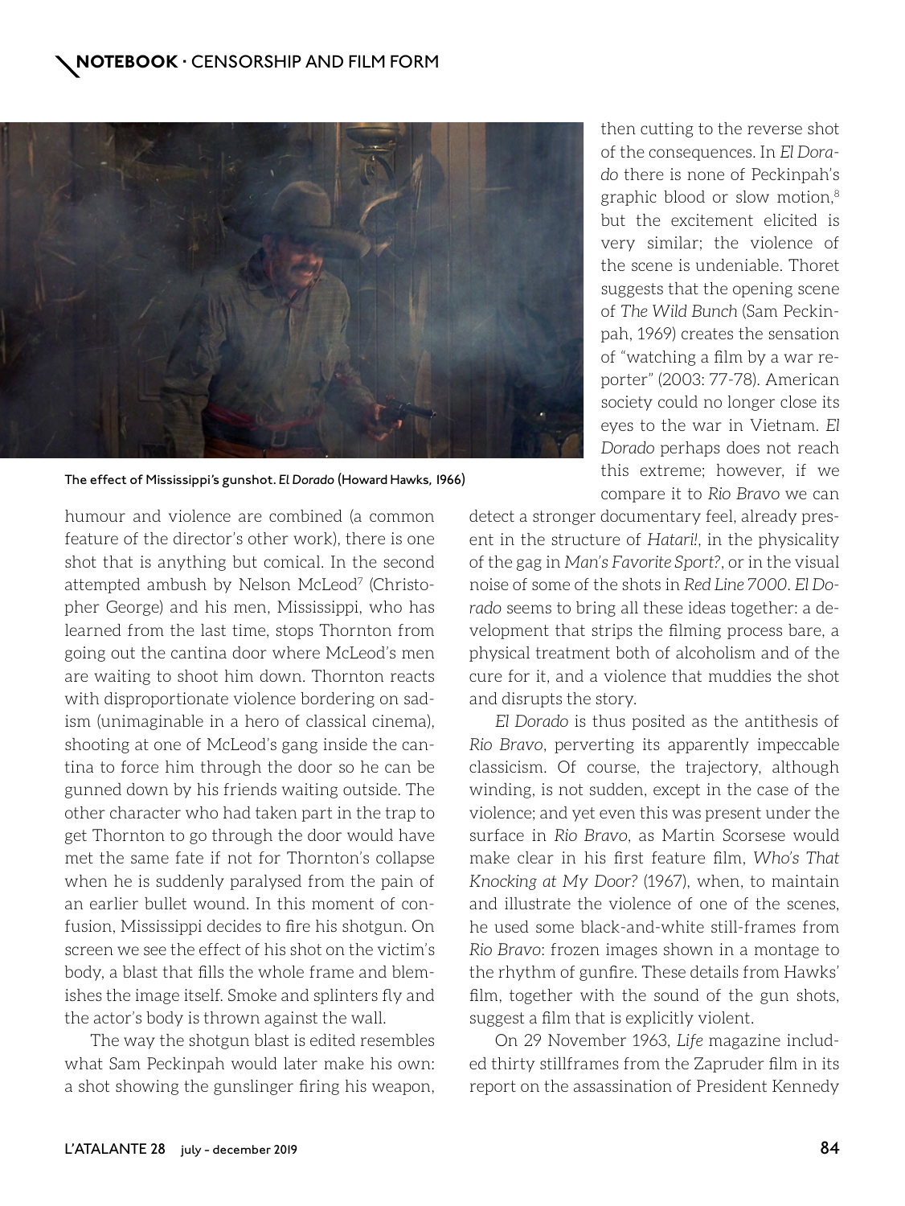The effect of Mississippi's gunshot. *El Dorado* (Howard Hawks, 1966)

humour and violence are combined (a common feature of the director's other work), there is one shot that is anything but comical. In the second attempted ambush by Nelson McLeod[7] (Christopher George) and his men, Mississippi, who has learned from the last time, stops Thornton from going out the cantina door where McLeod's men are waiting to shoot him down. Thornton reacts with disproportionate violence bordering on sadism (unimaginable in a hero of classical cinema), shooting at one of McLeod's gang inside the cantina to force him through the door so he can be gunned down by his friends waiting outside. The other character who had taken part in the trap to get Thornton to go through the door would have met the same fate if not for Thornton's collapse when he is suddenly paralysed from the pain of an earlier bullet wound. In this moment of confusion, Mississippi decides to fire his shotgun. On screen we see the effect of his shot on the victim's body, a blast that fills the whole frame and blemishes the image itself. Smoke and splinters fly and the actor's body is thrown against the wall.

The way the shotgun blast is edited resembles what Sam Peckinpah would later make his own: a shot showing the gunslinger firing his weapon, then cutting to the reverse shot of the consequences. In *El Dorado* there is none of Peckinpah's graphic blood or slow motion,[8] but the excitement elicited is very similar; the violence of the scene is undeniable. Thoret suggests that the opening scene of *The Wild Bunch* (Sam Peckinpah, 1969) creates the sensation of "watching a film by a war reporter" (2003: 77-78). American society could no longer close its eyes to the war in Vietnam. *El Dorado* perhaps does not reach this extreme; however, if we compare it to *Rio Bravo* we can detect a stronger documentary feel, already present in the structure of *Hatari!*, in the physicality of the gag in *Man's Favorite Sport?*, or in the visual noise of some of the shots in *Red Line 7000*. *El Dorado* seems to bring all these ideas together: a development that strips the filming process bare, a physical treatment both of alcoholism and of the cure for it, and a violence that muddies the shot and disrupts the story.

*El Dorado* is thus posited as the antithesis of *Rio Bravo*, perverting its apparently impeccable classicism. Of course, the trajectory, although winding, is not sudden, except in the case of the violence; and yet even this was present under the surface in *Rio Bravo*, as Martin Scorsese would make clear in his first feature film, *Who's That Knocking at My Door?* (1967), when, to maintain and illustrate the violence of one of the scenes, he used some black-and-white still-frames from *Rio Bravo*: frozen images shown in a montage to the rhythm of gunfire. These details from Hawks' film, together with the sound of the gun shots, suggest a film that is explicitly violent.

On 29 November 1963, *Life* magazine included thirty stillframes from the Zapruder film in its report on the assassination of President Kennedy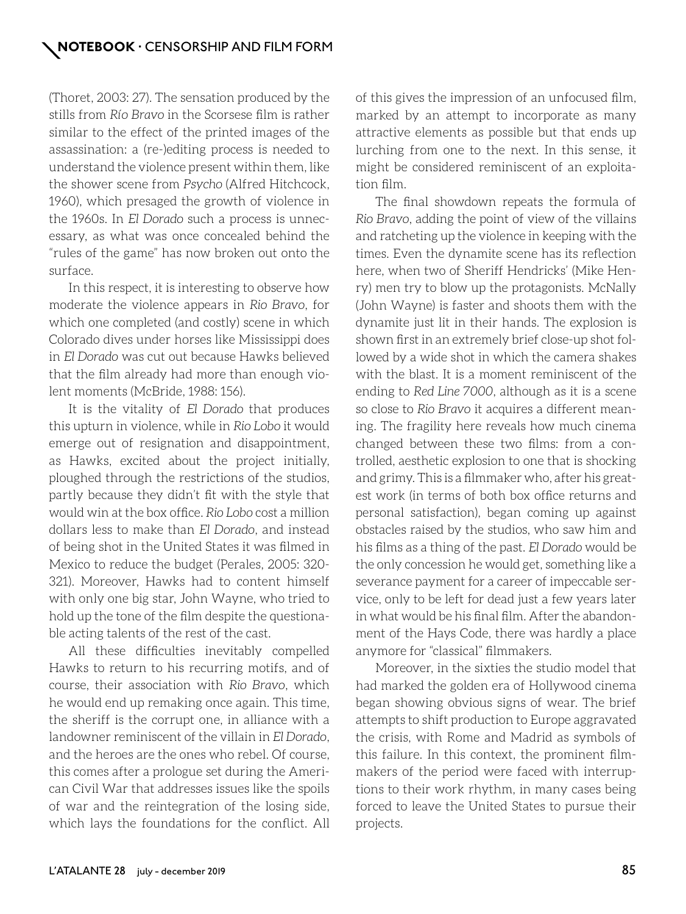(Thoret, 2003: 27). The sensation produced by the stills from *Río Bravo* in the Scorsese film is rather similar to the effect of the printed images of the assassination: a (re-)editing process is needed to understand the violence present within them, like the shower scene from *Psycho* (Alfred Hitchcock, 1960), which presaged the growth of violence in the 1960s. In *El Dorado* such a process is unnecessary, as what was once concealed behind the "rules of the game" has now broken out onto the surface.

In this respect, it is interesting to observe how moderate the violence appears in *Rio Bravo*, for which one completed (and costly) scene in which Colorado dives under horses like Mississippi does in *El Dorado* was cut out because Hawks believed that the film already had more than enough violent moments (McBride, 1988: 156).

It is the vitality of *El Dorado* that produces this upturn in violence, while in *Rio Lobo* it would emerge out of resignation and disappointment, as Hawks, excited about the project initially, ploughed through the restrictions of the studios, partly because they didn't fit with the style that would win at the box office. *Rio Lobo* cost a million dollars less to make than *El Dorado*, and instead of being shot in the United States it was filmed in Mexico to reduce the budget (Perales, 2005: 320-321). Moreover, Hawks had to content himself with only one big star, John Wayne, who tried to hold up the tone of the film despite the questionable acting talents of the rest of the cast.

All these difficulties inevitably compelled Hawks to return to his recurring motifs, and of course, their association with *Rio Bravo*, which he would end up remaking once again. This time, the sheriff is the corrupt one, in alliance with a landowner reminiscent of the villain in *El Dorado*, and the heroes are the ones who rebel. Of course, this comes after a prologue set during the American Civil War that addresses issues like the spoils of war and the reintegration of the losing side, which lays the foundations for the conflict. All of this gives the impression of an unfocused film, marked by an attempt to incorporate as many attractive elements as possible but that ends up lurching from one to the next. In this sense, it might be considered reminiscent of an exploitation film.

The final showdown repeats the formula of *Rio Bravo*, adding the point of view of the villains and ratcheting up the violence in keeping with the times. Even the dynamite scene has its reflection here, when two of Sheriff Hendricks' (Mike Henry) men try to blow up the protagonists. McNally (John Wayne) is faster and shoots them with the dynamite just lit in their hands. The explosion is shown first in an extremely brief close-up shot followed by a wide shot in which the camera shakes with the blast. It is a moment reminiscent of the ending to *Red Line 7000*, although as it is a scene so close to *Rio Bravo* it acquires a different meaning. The fragility here reveals how much cinema changed between these two films: from a controlled, aesthetic explosion to one that is shocking and grimy. This is a filmmaker who, after his greatest work (in terms of both box office returns and personal satisfaction), began coming up against obstacles raised by the studios, who saw him and his films as a thing of the past. *El Dorado* would be the only concession he would get, something like a severance payment for a career of impeccable service, only to be left for dead just a few years later in what would be his final film. After the abandonment of the Hays Code, there was hardly a place anymore for "classical" filmmakers.

Moreover, in the sixties the studio model that had marked the golden era of Hollywood cinema began showing obvious signs of wear. The brief attempts to shift production to Europe aggravated the crisis, with Rome and Madrid as symbols of this failure. In this context, the prominent filmmakers of the period were faced with interruptions to their work rhythm, in many cases being forced to leave the United States to pursue their projects.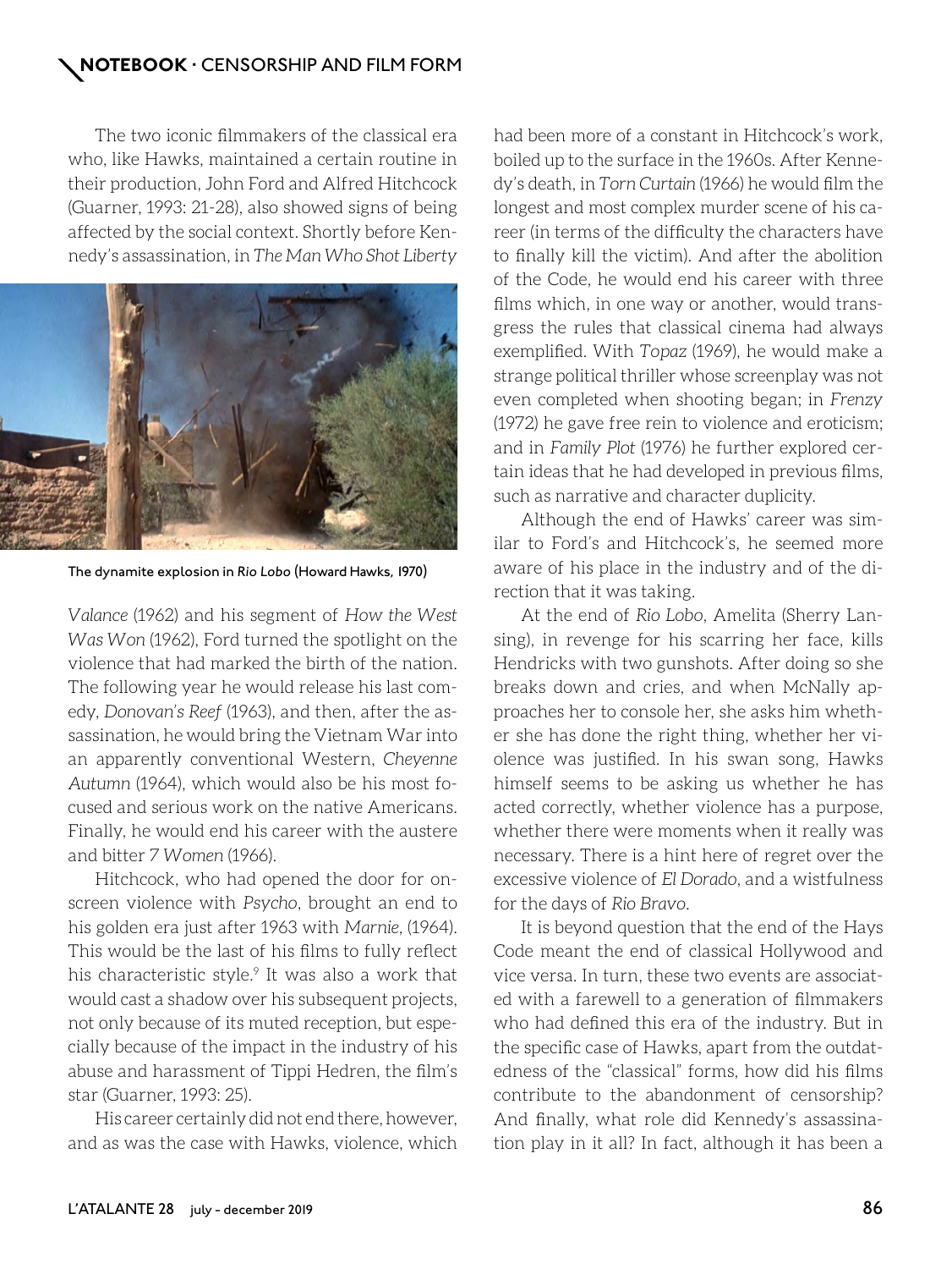The two iconic filmmakers of the classical era who, like Hawks, maintained a certain routine in their production, John Ford and Alfred Hitchcock (Guarner, 1993: 21-28), also showed signs of being affected by the social context. Shortly before Kennedy's assassination, in *The Man Who Shot Liberty Valance* (1962) and his segment of *How the West Was Won* (1962), Ford turned the spotlight on the violence that had marked the birth of the nation. The following year he would release his last comedy, *Donovan's Reef* (1963), and then, after the assassination, he would bring the Vietnam War into an apparently conventional Western, *Cheyenne Autumn* (1964), which would also be his most focused and serious work on the native Americans. Finally, he would end his career with the austere and bitter *7 Women* (1966).

The dynamite explosion in *Rio Lobo* (Howard Hawks, 1970)

Hitchcock, who had opened the door for onscreen violence with *Psycho*, brought an end to his golden era just after 1963 with *Marnie*, (1964). This would be the last of his films to fully reflect his characteristic style.[9] It was also a work that would cast a shadow over his subsequent projects, not only because of its muted reception, but especially because of the impact in the industry of his abuse and harassment of Tippi Hedren, the film's star (Guarner, 1993: 25).

His career certainly did not end there, however, and as was the case with Hawks, violence, which had been more of a constant in Hitchcock's work, boiled up to the surface in the 1960s. After Kennedy's death, in *Torn Curtain* (1966) he would film the longest and most complex murder scene of his career (in terms of the difficulty the characters have to finally kill the victim). And after the abolition of the Code, he would end his career with three films which, in one way or another, would transgress the rules that classical cinema had always exemplified. With *Topaz* (1969), he would make a strange political thriller whose screenplay was not even completed when shooting began; in *Frenzy* (1972) he gave free rein to violence and eroticism; and in *Family Plot* (1976) he further explored certain ideas that he had developed in previous films, such as narrative and character duplicity.

Although the end of Hawks' career was similar to Ford's and Hitchcock's, he seemed more aware of his place in the industry and of the direction that it was taking.

At the end of *Rio Lobo*, Amelita (Sherry Lansing), in revenge for his scarring her face, kills Hendricks with two gunshots. After doing so she breaks down and cries, and when McNally approaches her to console her, she asks him whether she has done the right thing, whether her violence was justified. In his swan song, Hawks himself seems to be asking us whether he has acted correctly, whether violence has a purpose, whether there were moments when it really was necessary. There is a hint here of regret over the excessive violence of *El Dorado*, and a wistfulness for the days of *Rio Bravo*.

It is beyond question that the end of the Hays Code meant the end of classical Hollywood and vice versa. In turn, these two events are associated with a farewell to a generation of filmmakers who had defined this era of the industry. But in the specific case of Hawks, apart from the outdatedness of the "classical" forms, how did his films contribute to the abandonment of censorship? And finally, what role did Kennedy's assassination play in it all? In fact, although it has been a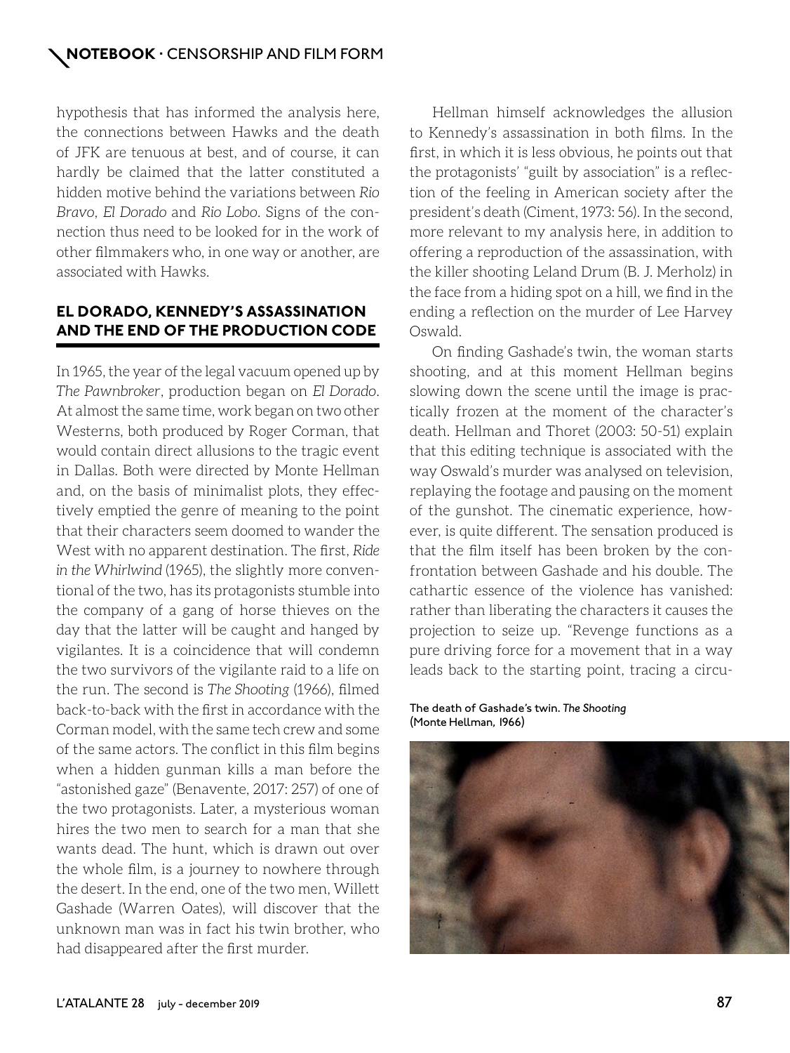hypothesis that has informed the analysis here, the connections between Hawks and the death of JFK are tenuous at best, and of course, it can hardly be claimed that the latter constituted a hidden motive behind the variations between *Rio Bravo*, *El Dorado* and *Rio Lobo*. Signs of the connection thus need to be looked for in the work of other filmmakers who, in one way or another, are associated with Hawks.

## EL DORADO, KENNEDY'S ASSASSINATION AND THE END OF THE PRODUCTION CODE

In 1965, the year of the legal vacuum opened up by *The Pawnbroker*, production began on *El Dorado*. At almost the same time, work began on two other Westerns, both produced by Roger Corman, that would contain direct allusions to the tragic event in Dallas. Both were directed by Monte Hellman and, on the basis of minimalist plots, they effectively emptied the genre of meaning to the point that their characters seem doomed to wander the West with no apparent destination. The first, *Ride in the Whirlwind* (1965), the slightly more conventional of the two, has its protagonists stumble into the company of a gang of horse thieves on the day that the latter will be caught and hanged by vigilantes. It is a coincidence that will condemn the two survivors of the vigilante raid to a life on the run. The second is *The Shooting* (1966), filmed back-to-back with the first in accordance with the Corman model, with the same tech crew and some of the same actors. The conflict in this film begins when a hidden gunman kills a man before the "astonished gaze" (Benavente, 2017: 257) of one of the two protagonists. Later, a mysterious woman hires the two men to search for a man that she wants dead. The hunt, which is drawn out over the whole film, is a journey to nowhere through the desert. In the end, one of the two men, Willett Gashade (Warren Oates), will discover that the unknown man was in fact his twin brother, who had disappeared after the first murder.

Hellman himself acknowledges the allusion to Kennedy's assassination in both films. In the first, in which it is less obvious, he points out that the protagonists' "guilt by association" is a reflection of the feeling in American society after the president's death (Ciment, 1973: 56). In the second, more relevant to my analysis here, in addition to offering a reproduction of the assassination, with the killer shooting Leland Drum (B. J. Merholz) in the face from a hiding spot on a hill, we find in the ending a reflection on the murder of Lee Harvey Oswald.

On finding Gashade's twin, the woman starts shooting, and at this moment Hellman begins slowing down the scene until the image is practically frozen at the moment of the character's death. Hellman and Thoret (2003: 50-51) explain that this editing technique is associated with the way Oswald's murder was analysed on television, replaying the footage and pausing on the moment of the gunshot. The cinematic experience, however, is quite different. The sensation produced is that the film itself has been broken by the confrontation between Gashade and his double. The cathartic essence of the violence has vanished: rather than liberating the characters it causes the projection to seize up. "Revenge functions as a pure driving force for a movement that in a way leads back to the starting point, tracing a circu-

The death of Gashade's twin. *The Shooting* (Monte Hellman, 1966)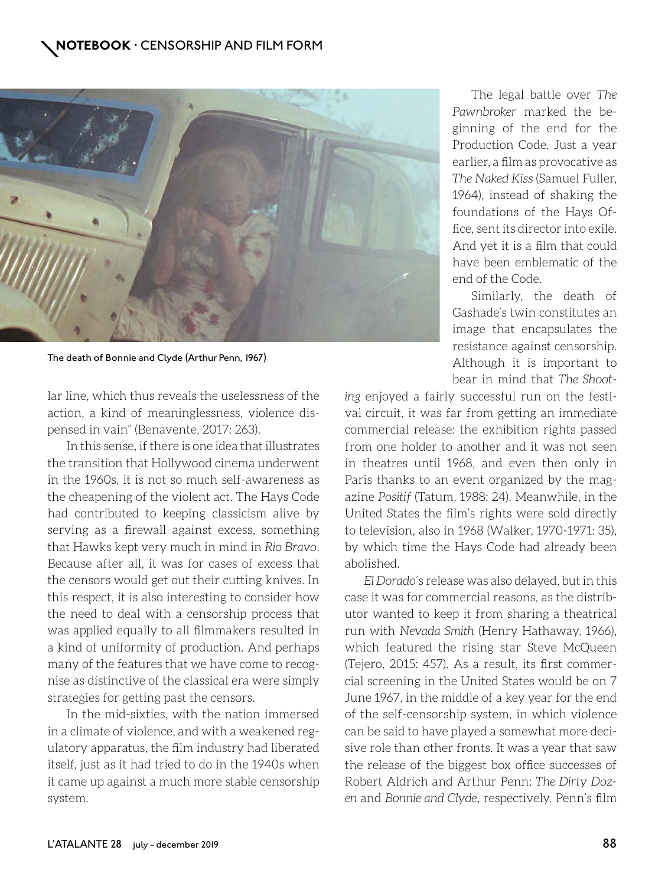The death of Bonnie and Clyde (Arthur Penn, 1967)

lar line, which thus reveals the uselessness of the action, a kind of meaninglessness, violence dispensed in vain" (Benavente, 2017: 263).

In this sense, if there is one idea that illustrates the transition that Hollywood cinema underwent in the 1960s, it is not so much self-awareness as the cheapening of the violent act. The Hays Code had contributed to keeping classicism alive by serving as a firewall against excess, something that Hawks kept very much in mind in *Rio Bravo*. Because after all, it was for cases of excess that the censors would get out their cutting knives. In this respect, it is also interesting to consider how the need to deal with a censorship process that was applied equally to all filmmakers resulted in a kind of uniformity of production. And perhaps many of the features that we have come to recognise as distinctive of the classical era were simply strategies for getting past the censors.

In the mid-sixties, with the nation immersed in a climate of violence, and with a weakened regulatory apparatus, the film industry had liberated itself, just as it had tried to do in the 1940s when it came up against a much more stable censorship system.

The legal battle over *The Pawnbroker* marked the beginning of the end for the Production Code. Just a year earlier, a film as provocative as *The Naked Kiss* (Samuel Fuller, 1964), instead of shaking the foundations of the Hays Office, sent its director into exile. And yet it is a film that could have been emblematic of the end of the Code.

Similarly, the death of Gashade's twin constitutes an image that encapsulates the resistance against censorship. Although it is important to bear in mind that *The Shooting* enjoyed a fairly successful run on the festival circuit, it was far from getting an immediate commercial release: the exhibition rights passed from one holder to another and it was not seen in theatres until 1968, and even then only in Paris thanks to an event organized by the magazine *Positif* (Tatum, 1988: 24). Meanwhile, in the United States the film's rights were sold directly to television, also in 1968 (Walker, 1970-1971: 35), by which time the Hays Code had already been abolished.

*El Dorado*'s release was also delayed, but in this case it was for commercial reasons, as the distributor wanted to keep it from sharing a theatrical run with *Nevada Smith* (Henry Hathaway, 1966), which featured the rising star Steve McQueen (Tejero, 2015: 457). As a result, its first commercial screening in the United States would be on 7 June 1967, in the middle of a key year for the end of the self-censorship system, in which violence can be said to have played a somewhat more decisive role than other fronts. It was a year that saw the release of the biggest box office successes of Robert Aldrich and Arthur Penn: *The Dirty Dozen* and *Bonnie and Clyde*, respectively. Penn's film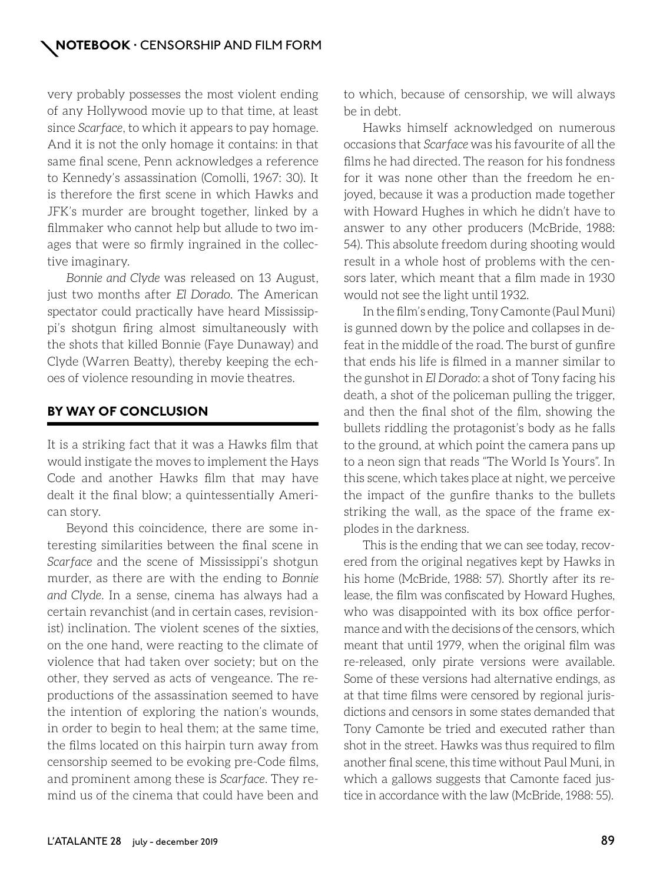very probably possesses the most violent ending of any Hollywood movie up to that time, at least since *Scarface*, to which it appears to pay homage. And it is not the only homage it contains: in that same final scene, Penn acknowledges a reference to Kennedy's assassination (Comolli, 1967: 30). It is therefore the first scene in which Hawks and JFK's murder are brought together, linked by a filmmaker who cannot help but allude to two images that were so firmly ingrained in the collective imaginary.

*Bonnie and Clyde* was released on 13 August, just two months after *El Dorado*. The American spectator could practically have heard Mississippi's shotgun firing almost simultaneously with the shots that killed Bonnie (Faye Dunaway) and Clyde (Warren Beatty), thereby keeping the echoes of violence resounding in movie theatres.

## BY WAY OF CONCLUSION

It is a striking fact that it was a Hawks film that would instigate the moves to implement the Hays Code and another Hawks film that may have dealt it the final blow; a quintessentially American story.

Beyond this coincidence, there are some interesting similarities between the final scene in *Scarface* and the scene of Mississippi's shotgun murder, as there are with the ending to *Bonnie and Clyde*. In a sense, cinema has always had a certain revanchist (and in certain cases, revisionist) inclination. The violent scenes of the sixties, on the one hand, were reacting to the climate of violence that had taken over society; but on the other, they served as acts of vengeance. The reproductions of the assassination seemed to have the intention of exploring the nation's wounds, in order to begin to heal them; at the same time, the films located on this hairpin turn away from censorship seemed to be evoking pre-Code films, and prominent among these is *Scarface*. They remind us of the cinema that could have been and to which, because of censorship, we will always be in debt.

Hawks himself acknowledged on numerous occasions that *Scarface* was his favourite of all the films he had directed. The reason for his fondness for it was none other than the freedom he enjoyed, because it was a production made together with Howard Hughes in which he didn't have to answer to any other producers (McBride, 1988: 54). This absolute freedom during shooting would result in a whole host of problems with the censors later, which meant that a film made in 1930 would not see the light until 1932.

In the film's ending, Tony Camonte (Paul Muni) is gunned down by the police and collapses in defeat in the middle of the road. The burst of gunfire that ends his life is filmed in a manner similar to the gunshot in *El Dorado*: a shot of Tony facing his death, a shot of the policeman pulling the trigger, and then the final shot of the film, showing the bullets riddling the protagonist's body as he falls to the ground, at which point the camera pans up to a neon sign that reads "The World Is Yours". In this scene, which takes place at night, we perceive the impact of the gunfire thanks to the bullets striking the wall, as the space of the frame explodes in the darkness.

This is the ending that we can see today, recovered from the original negatives kept by Hawks in his home (McBride, 1988: 57). Shortly after its release, the film was confiscated by Howard Hughes, who was disappointed with its box office performance and with the decisions of the censors, which meant that until 1979, when the original film was re-released, only pirate versions were available. Some of these versions had alternative endings, as at that time films were censored by regional jurisdictions and censors in some states demanded that Tony Camonte be tried and executed rather than shot in the street. Hawks was thus required to film another final scene, this time without Paul Muni, in which a gallows suggests that Camonte faced justice in accordance with the law (McBride, 1988: 55).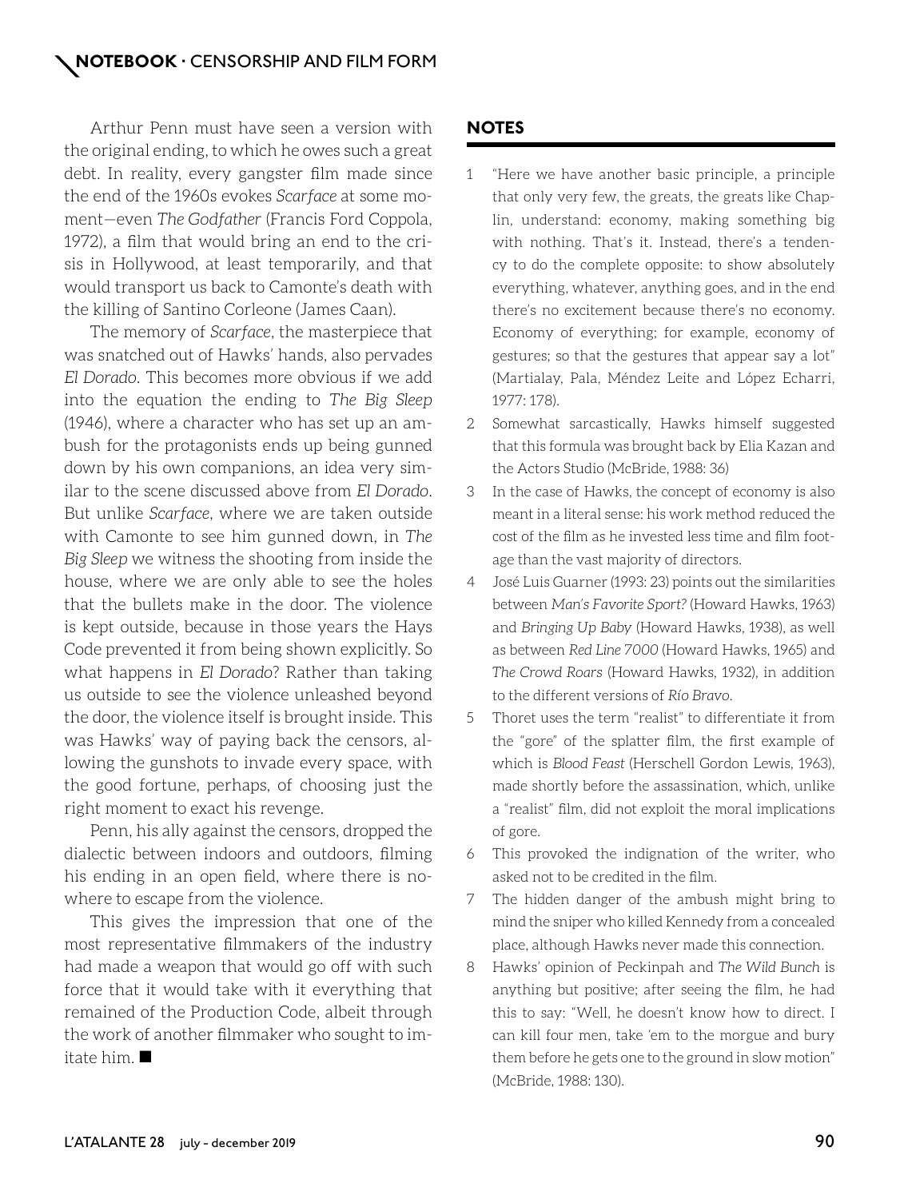Arthur Penn must have seen a version with the original ending, to which he owes such a great debt. In reality, every gangster film made since the end of the 1960s evokes *Scarface* at some moment—even *The Godfather* (Francis Ford Coppola, 1972), a film that would bring an end to the crisis in Hollywood, at least temporarily, and that would transport us back to Camonte's death with the killing of Santino Corleone (James Caan).

The memory of *Scarface*, the masterpiece that was snatched out of Hawks' hands, also pervades *El Dorado*. This becomes more obvious if we add into the equation the ending to *The Big Sleep* (1946), where a character who has set up an ambush for the protagonists ends up being gunned down by his own companions, an idea very similar to the scene discussed above from *El Dorado*. But unlike *Scarface*, where we are taken outside with Camonte to see him gunned down, in *The Big Sleep* we witness the shooting from inside the house, where we are only able to see the holes that the bullets make in the door. The violence is kept outside, because in those years the Hays Code prevented it from being shown explicitly. So what happens in *El Dorado*? Rather than taking us outside to see the violence unleashed beyond the door, the violence itself is brought inside. This was Hawks' way of paying back the censors, allowing the gunshots to invade every space, with the good fortune, perhaps, of choosing just the right moment to exact his revenge.

Penn, his ally against the censors, dropped the dialectic between indoors and outdoors, filming his ending in an open field, where there is nowhere to escape from the violence.

This gives the impression that one of the most representative filmmakers of the industry had made a weapon that would go off with such force that it would take with it everything that remained of the Production Code, albeit through the work of another filmmaker who sought to imitate him. ■

## NOTES

1. "Here we have another basic principle, a principle that only very few, the greats, the greats like Chaplin, understand: economy, making something big with nothing. That's it. Instead, there's a tendency to do the complete opposite: to show absolutely everything, whatever, anything goes, and in the end there's no excitement because there's no economy. Economy of everything; for example, economy of gestures; so that the gestures that appear say a lot" (Martialay, Pala, Méndez Leite and López Echarri, 1977: 178).
2. Somewhat sarcastically, Hawks himself suggested that this formula was brought back by Elia Kazan and the Actors Studio (McBride, 1988: 36)
3. In the case of Hawks, the concept of economy is also meant in a literal sense: his work method reduced the cost of the film as he invested less time and film footage than the vast majority of directors.
4. José Luis Guarner (1993: 23) points out the similarities between *Man's Favorite Sport?* (Howard Hawks, 1963) and *Bringing Up Baby* (Howard Hawks, 1938), as well as between *Red Line 7000* (Howard Hawks, 1965) and *The Crowd Roars* (Howard Hawks, 1932), in addition to the different versions of *Río Bravo*.
5. Thoret uses the term "realist" to differentiate it from the "gore" of the splatter film, the first example of which is *Blood Feast* (Herschell Gordon Lewis, 1963), made shortly before the assassination, which, unlike a "realist" film, did not exploit the moral implications of gore.
6. This provoked the indignation of the writer, who asked not to be credited in the film.
7. The hidden danger of the ambush might bring to mind the sniper who killed Kennedy from a concealed place, although Hawks never made this connection.
8. Hawks' opinion of Peckinpah and *The Wild Bunch* is anything but positive; after seeing the film, he had this to say: "Well, he doesn't know how to direct. I can kill four men, take 'em to the morgue and bury them before he gets one to the ground in slow motion" (McBride, 1988: 130).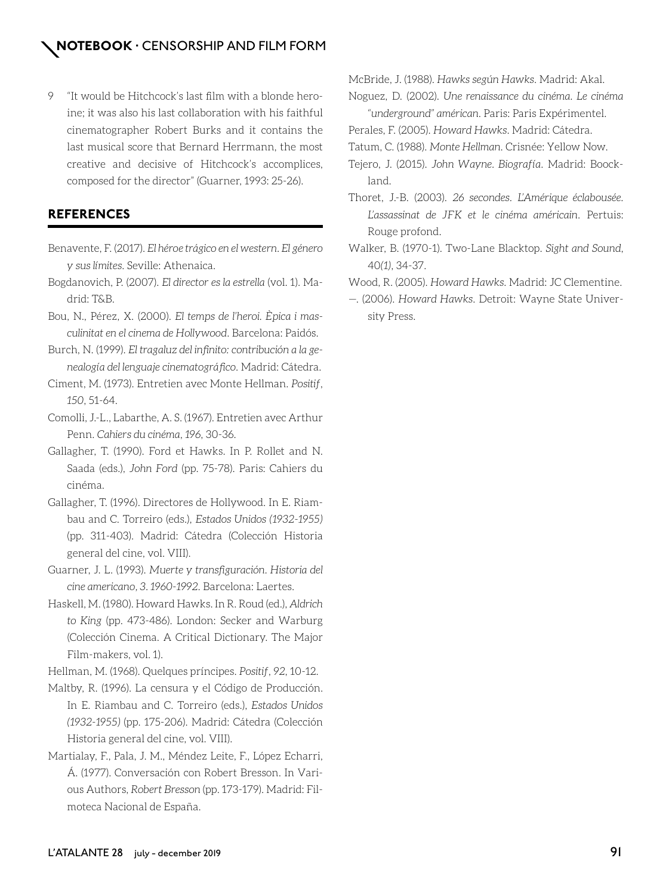9 "It would be Hitchcock's last film with a blonde heroine; it was also his last collaboration with his faithful cinematographer Robert Burks and it contains the last musical score that Bernard Herrmann, the most creative and decisive of Hitchcock's accomplices, composed for the director" (Guarner, 1993: 25-26).

## REFERENCES

Benavente, F. (2017). *El héroe trágico en el western. El género y sus límites*. Seville: Athenaica.

Bogdanovich, P. (2007). *El director es la estrella* (vol. 1). Madrid: T&B.

Bou, N., Pérez, X. (2000). *El temps de l'heroi. Èpica i masculinitat en el cinema de Hollywood*. Barcelona: Paidós.

Burch, N. (1999). *El tragaluz del infinito: contribución a la genealogía del lenguaje cinematográfico*. Madrid: Cátedra.

Ciment, M. (1973). Entretien avec Monte Hellman. *Positif*, *150*, 51-64.

Comolli, J.-L., Labarthe, A. S. (1967). Entretien avec Arthur Penn. *Cahiers du cinéma*, *196*, 30-36.

Gallagher, T. (1990). Ford et Hawks. In P. Rollet and N. Saada (eds.), *John Ford* (pp. 75-78). Paris: Cahiers du cinéma.

Gallagher, T. (1996). Directores de Hollywood. In E. Riambau and C. Torreiro (eds.), *Estados Unidos (1932-1955)* (pp. 311-403). Madrid: Cátedra (Colección Historia general del cine, vol. VIII).

Guarner, J. L. (1993). *Muerte y transfiguración. Historia del cine americano, 3. 1960-1992*. Barcelona: Laertes.

Haskell, M. (1980). Howard Hawks. In R. Roud (ed.), *Aldrich to King* (pp. 473-486). London: Secker and Warburg (Colección Cinema. A Critical Dictionary. The Major Film-makers, vol. 1).

Hellman, M. (1968). Quelques príncipes. *Positif*, *92*, 10-12.

Maltby, R. (1996). La censura y el Código de Producción. In E. Riambau and C. Torreiro (eds.), *Estados Unidos (1932-1955)* (pp. 175-206). Madrid: Cátedra (Colección Historia general del cine, vol. VIII).

Martialay, F., Pala, J. M., Méndez Leite, F., López Echarri, Á. (1977). Conversación con Robert Bresson. In Various Authors, *Robert Bresson* (pp. 173-179). Madrid: Filmoteca Nacional de España.

McBride, J. (1988). *Hawks según Hawks*. Madrid: Akal.

Noguez, D. (2002). *Une renaissance du cinéma. Le cinéma "underground" américan*. Paris: Paris Expérimentel.

Perales, F. (2005). *Howard Hawks*. Madrid: Cátedra.

Tatum, C. (1988). *Monte Hellman*. Crisnée: Yellow Now.

Tejero, J. (2015). *John Wayne. Biografía*. Madrid: Boockland.

Thoret, J.-B. (2003). *26 secondes. L'Amérique éclaboussée. L'assassinat de JFK et le cinéma américain*. Pertuis: Rouge profond.

Walker, B. (1970-1). Two-Lane Blacktop. *Sight and Sound*, 40*(1)*, 34-37.

Wood, R. (2005). *Howard Hawks*. Madrid: JC Clementine.

—. (2006). *Howard Hawks*. Detroit: Wayne State University Press.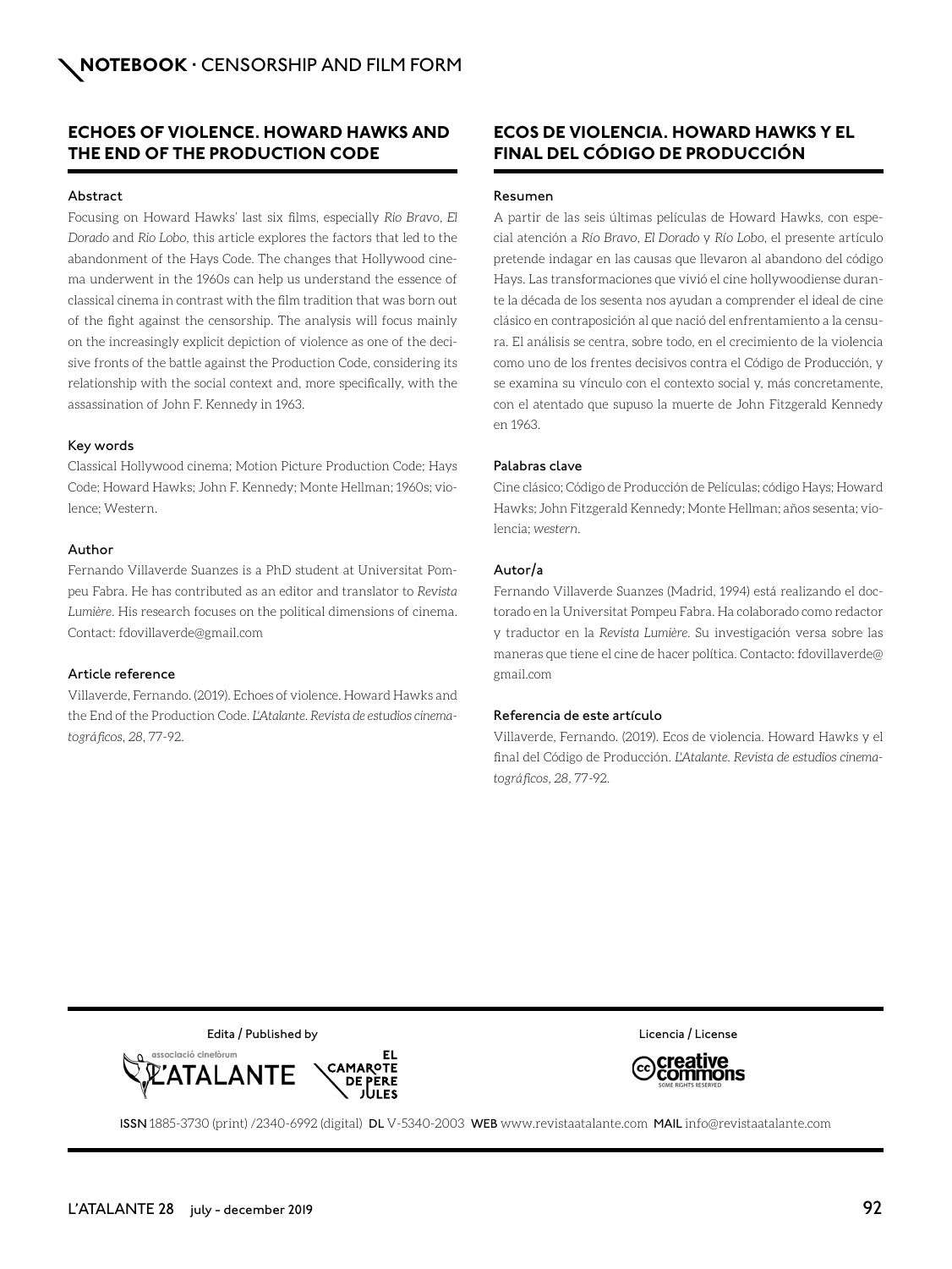## ECHOES OF VIOLENCE. HOWARD HAWKS AND THE END OF THE PRODUCTION CODE

### Abstract

Focusing on Howard Hawks' last six films, especially *Rio Bravo*, *El Dorado* and *Rio Lobo*, this article explores the factors that led to the abandonment of the Hays Code. The changes that Hollywood cinema underwent in the 1960s can help us understand the essence of classical cinema in contrast with the film tradition that was born out of the fight against the censorship. The analysis will focus mainly on the increasingly explicit depiction of violence as one of the decisive fronts of the battle against the Production Code, considering its relationship with the social context and, more specifically, with the assassination of John F. Kennedy in 1963.

### Key words

Classical Hollywood cinema; Motion Picture Production Code; Hays Code; Howard Hawks; John F. Kennedy; Monte Hellman; 1960s; violence; Western.

### Author

Fernando Villaverde Suanzes is a PhD student at Universitat Pompeu Fabra. He has contributed as an editor and translator to *Revista Lumière*. His research focuses on the political dimensions of cinema. Contact: fdovillaverde@gmail.com

### Article reference

Villaverde, Fernando. (2019). Echoes of violence. Howard Hawks and the End of the Production Code. *L'Atalante. Revista de estudios cinematográficos*, *28*, 77-92.

## ECOS DE VIOLENCIA. HOWARD HAWKS Y EL FINAL DEL CÓDIGO DE PRODUCCIÓN

### Resumen

A partir de las seis últimas películas de Howard Hawks, con especial atención a *Río Bravo*, *El Dorado* y *Río Lobo*, el presente artículo pretende indagar en las causas que llevaron al abandono del código Hays. Las transformaciones que vivió el cine hollywoodiense durante la década de los sesenta nos ayudan a comprender el ideal de cine clásico en contraposición al que nació del enfrentamiento a la censura. El análisis se centra, sobre todo, en el crecimiento de la violencia como uno de los frentes decisivos contra el Código de Producción, y se examina su vínculo con el contexto social y, más concretamente, con el atentado que supuso la muerte de John Fitzgerald Kennedy en 1963.

### Palabras clave

Cine clásico; Código de Producción de Películas; código Hays; Howard Hawks; John Fitzgerald Kennedy; Monte Hellman; años sesenta; violencia; *western*.

### Autor/a

Fernando Villaverde Suanzes (Madrid, 1994) está realizando el doctorado en la Universitat Pompeu Fabra. Ha colaborado como redactor y traductor en la *Revista Lumière*. Su investigación versa sobre las maneras que tiene el cine de hacer política. Contacto: fdovillaverde@gmail.com

### Referencia de este artículo

Villaverde, Fernando. (2019). Ecos de violencia. Howard Hawks y el final del Código de Producción. *L'Atalante. Revista de estudios cinematográficos*, *28*, 77-92.

Edita / Published by

associació cinefòrum L'ATALANTE — EL CAMAROTE DE PERE JULES

Licencia / License

creative commons — SOME RIGHTS RESERVED

**ISSN** 1885-3730 (print) /2340-6992 (digital) **DL** V-5340-2003 **WEB** www.revistaatalante.com **MAIL** info@revistaatalante.com